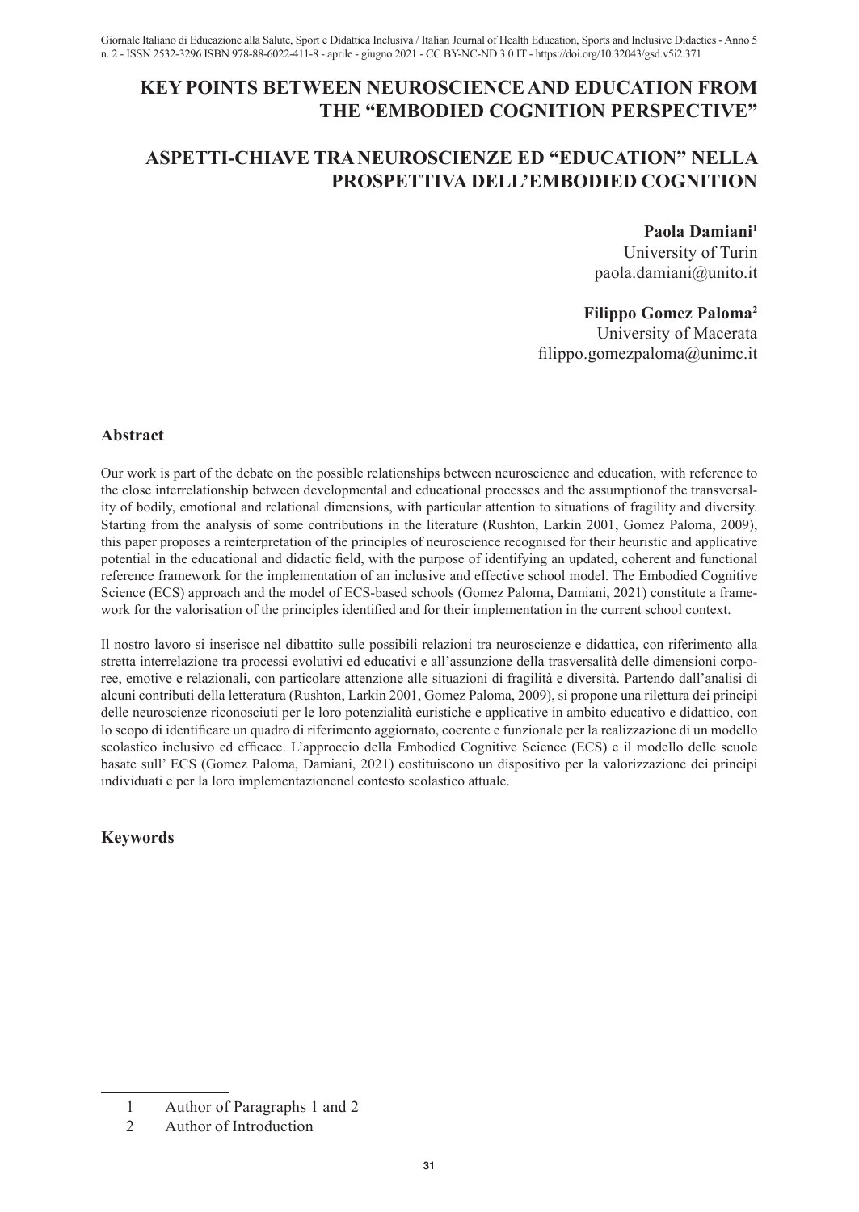# KEY POINTS BETWEEN NEUROSCIENCE AND EDUCATION FROM THE "EMBODIED COGNITION PERSPECTIVE"

# ASPETTI-CHIAVE TRA NEUROSCIENZE ED "EDUCATION" NELLA PROSPETTIVA DELL'EMBODIED COGNITION

**Paola Damiani**[1]
University of Turin
paola.damiani@unito.it

**Filippo Gomez Paloma**[2]
University of Macerata
filippo.gomezpaloma@unimc.it

## Abstract

Our work is part of the debate on the possible relationships between neuroscience and education, with reference to the close interrelationship between developmental and educational processes and the assumptionof the transversality of bodily, emotional and relational dimensions, with particular attention to situations of fragility and diversity. Starting from the analysis of some contributions in the literature (Rushton, Larkin 2001, Gomez Paloma, 2009), this paper proposes a reinterpretation of the principles of neuroscience recognised for their heuristic and applicative potential in the educational and didactic field, with the purpose of identifying an updated, coherent and functional reference framework for the implementation of an inclusive and effective school model. The Embodied Cognitive Science (ECS) approach and the model of ECS-based schools (Gomez Paloma, Damiani, 2021) constitute a framework for the valorisation of the principles identified and for their implementation in the current school context.

Il nostro lavoro si inserisce nel dibattito sulle possibili relazioni tra neuroscienze e didattica, con riferimento alla stretta interrelazione tra processi evolutivi ed educativi e all'assunzione della trasversalità delle dimensioni corporee, emotive e relazionali, con particolare attenzione alle situazioni di fragilità e diversità. Partendo dall'analisi di alcuni contributi della letteratura (Rushton, Larkin 2001, Gomez Paloma, 2009), si propone una rilettura dei principi delle neuroscienze riconosciuti per le loro potenzialità euristiche e applicative in ambito educativo e didattico, con lo scopo di identificare un quadro di riferimento aggiornato, coerente e funzionale per la realizzazione di un modello scolastico inclusivo ed efficace. L'approccio della Embodied Cognitive Science (ECS) e il modello delle scuole basate sull' ECS (Gomez Paloma, Damiani, 2021) costituiscono un dispositivo per la valorizzazione dei principi individuati e per la loro implementazionenel contesto scolastico attuale.

## Keywords

---

1 Author of Paragraphs 1 and 2

2 Author of Introduction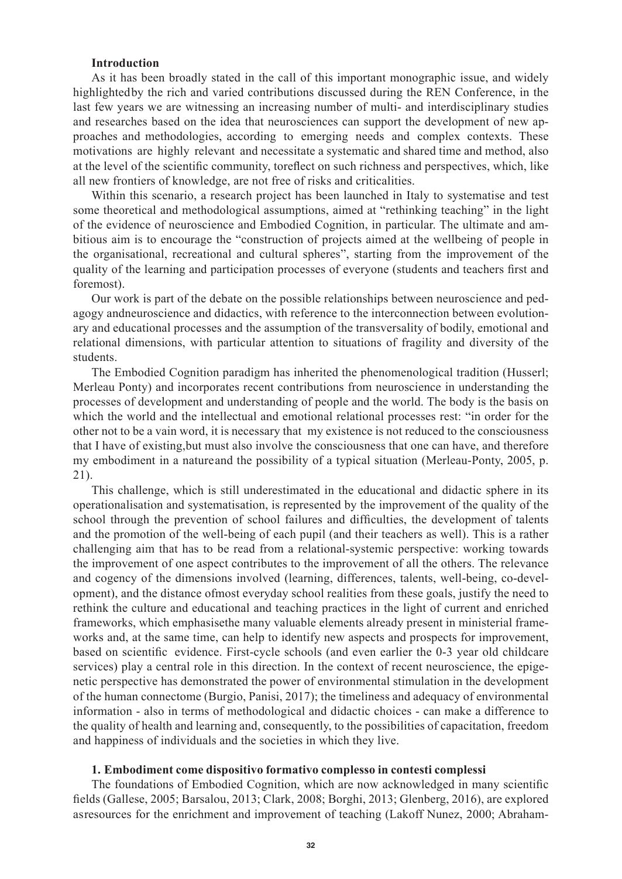## Introduction

As it has been broadly stated in the call of this important monographic issue, and widely highlightedby the rich and varied contributions discussed during the REN Conference, in the last few years we are witnessing an increasing number of multi- and interdisciplinary studies and researches based on the idea that neurosciences can support the development of new approaches and methodologies, according to emerging needs and complex contexts. These motivations are highly relevant and necessitate a systematic and shared time and method, also at the level of the scientific community, toreflect on such richness and perspectives, which, like all new frontiers of knowledge, are not free of risks and criticalities.

Within this scenario, a research project has been launched in Italy to systematise and test some theoretical and methodological assumptions, aimed at "rethinking teaching" in the light of the evidence of neuroscience and Embodied Cognition, in particular. The ultimate and ambitious aim is to encourage the "construction of projects aimed at the wellbeing of people in the organisational, recreational and cultural spheres", starting from the improvement of the quality of the learning and participation processes of everyone (students and teachers first and foremost).

Our work is part of the debate on the possible relationships between neuroscience and pedagogy andneuroscience and didactics, with reference to the interconnection between evolutionary and educational processes and the assumption of the transversality of bodily, emotional and relational dimensions, with particular attention to situations of fragility and diversity of the students.

The Embodied Cognition paradigm has inherited the phenomenological tradition (Husserl; Merleau Ponty) and incorporates recent contributions from neuroscience in understanding the processes of development and understanding of people and the world. The body is the basis on which the world and the intellectual and emotional relational processes rest: "in order for the other not to be a vain word, it is necessary that my existence is not reduced to the consciousness that I have of existing,but must also involve the consciousness that one can have, and therefore my embodiment in a natureand the possibility of a typical situation (Merleau-Ponty, 2005, p. 21).

This challenge, which is still underestimated in the educational and didactic sphere in its operationalisation and systematisation, is represented by the improvement of the quality of the school through the prevention of school failures and difficulties, the development of talents and the promotion of the well-being of each pupil (and their teachers as well). This is a rather challenging aim that has to be read from a relational-systemic perspective: working towards the improvement of one aspect contributes to the improvement of all the others. The relevance and cogency of the dimensions involved (learning, differences, talents, well-being, co-development), and the distance ofmost everyday school realities from these goals, justify the need to rethink the culture and educational and teaching practices in the light of current and enriched frameworks, which emphasisethe many valuable elements already present in ministerial frameworks and, at the same time, can help to identify new aspects and prospects for improvement, based on scientific evidence. First-cycle schools (and even earlier the 0-3 year old childcare services) play a central role in this direction. In the context of recent neuroscience, the epigenetic perspective has demonstrated the power of environmental stimulation in the development of the human connectome (Burgio, Panisi, 2017); the timeliness and adequacy of environmental information - also in terms of methodological and didactic choices - can make a difference to the quality of health and learning and, consequently, to the possibilities of capacitation, freedom and happiness of individuals and the societies in which they live.

## 1. Embodiment come dispositivo formativo complesso in contesti complessi

The foundations of Embodied Cognition, which are now acknowledged in many scientific fields (Gallese, 2005; Barsalou, 2013; Clark, 2008; Borghi, 2013; Glenberg, 2016), are explored asresources for the enrichment and improvement of teaching (Lakoff Nunez, 2000; Abraham-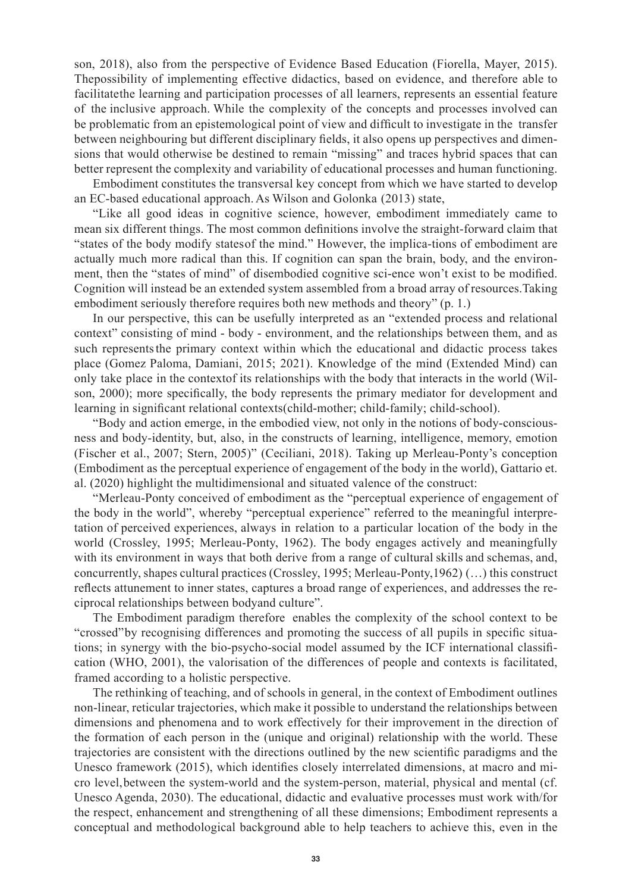son, 2018), also from the perspective of Evidence Based Education (Fiorella, Mayer, 2015). Thepossibility of implementing effective didactics, based on evidence, and therefore able to facilitatethe learning and participation processes of all learners, represents an essential feature of the inclusive approach. While the complexity of the concepts and processes involved can be problematic from an epistemological point of view and difficult to investigate in the transfer between neighbouring but different disciplinary fields, it also opens up perspectives and dimensions that would otherwise be destined to remain "missing" and traces hybrid spaces that can better represent the complexity and variability of educational processes and human functioning.

Embodiment constitutes the transversal key concept from which we have started to develop an EC-based educational approach. As Wilson and Golonka (2013) state,

"Like all good ideas in cognitive science, however, embodiment immediately came to mean six different things. The most common definitions involve the straight-forward claim that "states of the body modify statesof the mind." However, the implica-tions of embodiment are actually much more radical than this. If cognition can span the brain, body, and the environment, then the "states of mind" of disembodied cognitive sci-ence won't exist to be modified. Cognition will instead be an extended system assembled from a broad array of resources.Taking embodiment seriously therefore requires both new methods and theory" (p. 1.)

In our perspective, this can be usefully interpreted as an "extended process and relational context" consisting of mind - body - environment, and the relationships between them, and as such representsthe primary context within which the educational and didactic process takes place (Gomez Paloma, Damiani, 2015; 2021). Knowledge of the mind (Extended Mind) can only take place in the contextof its relationships with the body that interacts in the world (Wilson, 2000); more specifically, the body represents the primary mediator for development and learning in significant relational contexts(child-mother; child-family; child-school).

"Body and action emerge, in the embodied view, not only in the notions of body-consciousness and body-identity, but, also, in the constructs of learning, intelligence, memory, emotion (Fischer et al., 2007; Stern, 2005)" (Ceciliani, 2018). Taking up Merleau-Ponty's conception (Embodiment as the perceptual experience of engagement of the body in the world), Gattario et. al. (2020) highlight the multidimensional and situated valence of the construct:

"Merleau-Ponty conceived of embodiment as the "perceptual experience of engagement of the body in the world", whereby "perceptual experience" referred to the meaningful interpretation of perceived experiences, always in relation to a particular location of the body in the world (Crossley, 1995; Merleau-Ponty, 1962). The body engages actively and meaningfully with its environment in ways that both derive from a range of cultural skills and schemas, and, concurrently, shapes cultural practices (Crossley, 1995; Merleau-Ponty,1962) (…) this construct reflects attunement to inner states, captures a broad range of experiences, and addresses the reciprocal relationships between bodyand culture".

The Embodiment paradigm therefore enables the complexity of the school context to be "crossed"by recognising differences and promoting the success of all pupils in specific situations; in synergy with the bio-psycho-social model assumed by the ICF international classification (WHO, 2001), the valorisation of the differences of people and contexts is facilitated, framed according to a holistic perspective.

The rethinking of teaching, and of schools in general, in the context of Embodiment outlines non-linear, reticular trajectories, which make it possible to understand the relationships between dimensions and phenomena and to work effectively for their improvement in the direction of the formation of each person in the (unique and original) relationship with the world. These trajectories are consistent with the directions outlined by the new scientific paradigms and the Unesco framework (2015), which identifies closely interrelated dimensions, at macro and micro level,between the system-world and the system-person, material, physical and mental (cf. Unesco Agenda, 2030). The educational, didactic and evaluative processes must work with/for the respect, enhancement and strengthening of all these dimensions; Embodiment represents a conceptual and methodological background able to help teachers to achieve this, even in the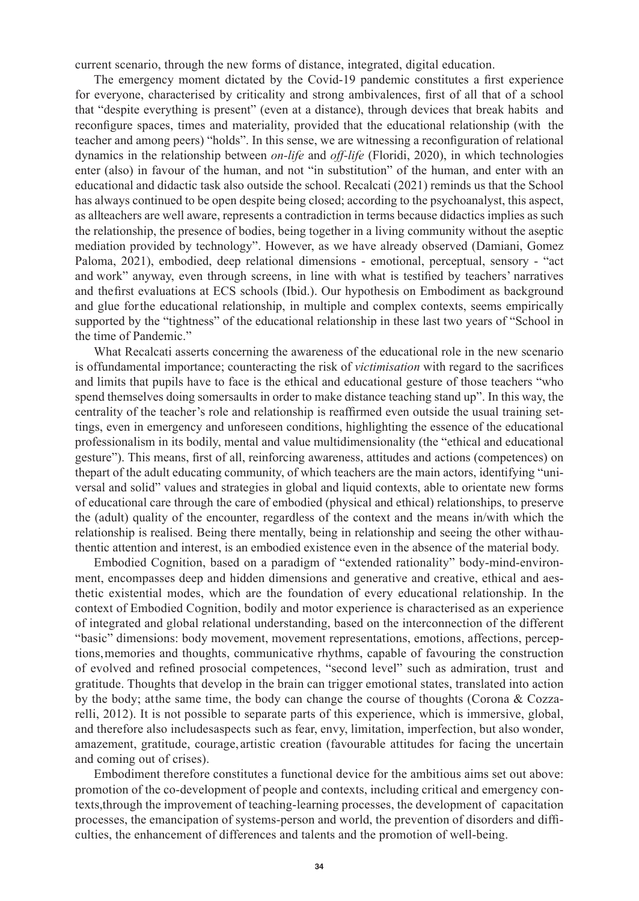current scenario, through the new forms of distance, integrated, digital education.

The emergency moment dictated by the Covid-19 pandemic constitutes a first experience for everyone, characterised by criticality and strong ambivalences, first of all that of a school that "despite everything is present" (even at a distance), through devices that break habits and reconfigure spaces, times and materiality, provided that the educational relationship (with the teacher and among peers) "holds". In this sense, we are witnessing a reconfiguration of relational dynamics in the relationship between *on-life* and *off-life* (Floridi, 2020), in which technologies enter (also) in favour of the human, and not "in substitution" of the human, and enter with an educational and didactic task also outside the school. Recalcati (2021) reminds us that the School has always continued to be open despite being closed; according to the psychoanalyst, this aspect, as allteachers are well aware, represents a contradiction in terms because didactics implies as such the relationship, the presence of bodies, being together in a living community without the aseptic mediation provided by technology". However, as we have already observed (Damiani, Gomez Paloma, 2021), embodied, deep relational dimensions - emotional, perceptual, sensory - "act and work" anyway, even through screens, in line with what is testified by teachers' narratives and thefirst evaluations at ECS schools (Ibid.). Our hypothesis on Embodiment as background and glue forthe educational relationship, in multiple and complex contexts, seems empirically supported by the "tightness" of the educational relationship in these last two years of "School in the time of Pandemic."

What Recalcati asserts concerning the awareness of the educational role in the new scenario is offundamental importance; counteracting the risk of *victimisation* with regard to the sacrifices and limits that pupils have to face is the ethical and educational gesture of those teachers "who spend themselves doing somersaults in order to make distance teaching stand up". In this way, the centrality of the teacher's role and relationship is reaffirmed even outside the usual training settings, even in emergency and unforeseen conditions, highlighting the essence of the educational professionalism in its bodily, mental and value multidimensionality (the "ethical and educational gesture"). This means, first of all, reinforcing awareness, attitudes and actions (competences) on thepart of the adult educating community, of which teachers are the main actors, identifying "universal and solid" values and strategies in global and liquid contexts, able to orientate new forms of educational care through the care of embodied (physical and ethical) relationships, to preserve the (adult) quality of the encounter, regardless of the context and the means in/with which the relationship is realised. Being there mentally, being in relationship and seeing the other withauthentic attention and interest, is an embodied existence even in the absence of the material body.

Embodied Cognition, based on a paradigm of "extended rationality" body-mind-environment, encompasses deep and hidden dimensions and generative and creative, ethical and aesthetic existential modes, which are the foundation of every educational relationship. In the context of Embodied Cognition, bodily and motor experience is characterised as an experience of integrated and global relational understanding, based on the interconnection of the different "basic" dimensions: body movement, movement representations, emotions, affections, perceptions, memories and thoughts, communicative rhythms, capable of favouring the construction of evolved and refined prosocial competences, "second level" such as admiration, trust and gratitude. Thoughts that develop in the brain can trigger emotional states, translated into action by the body; atthe same time, the body can change the course of thoughts (Corona & Cozzarelli, 2012). It is not possible to separate parts of this experience, which is immersive, global, and therefore also includesaspects such as fear, envy, limitation, imperfection, but also wonder, amazement, gratitude, courage, artistic creation (favourable attitudes for facing the uncertain and coming out of crises).

Embodiment therefore constitutes a functional device for the ambitious aims set out above: promotion of the co-development of people and contexts, including critical and emergency contexts,through the improvement of teaching-learning processes, the development of capacitation processes, the emancipation of systems-person and world, the prevention of disorders and difficulties, the enhancement of differences and talents and the promotion of well-being.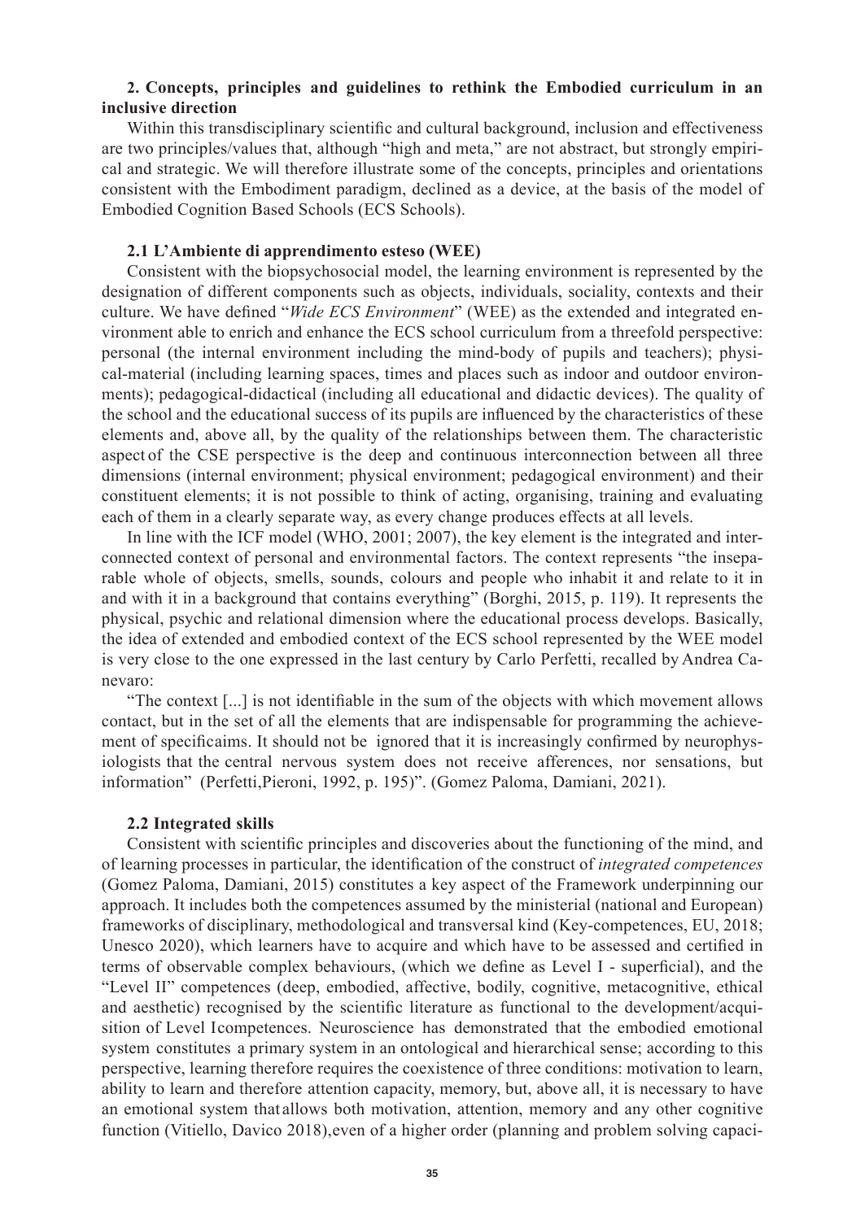## 2. Concepts, principles and guidelines to rethink the Embodied curriculum in an inclusive direction

Within this transdisciplinary scientific and cultural background, inclusion and effectiveness are two principles/values that, although "high and meta," are not abstract, but strongly empirical and strategic. We will therefore illustrate some of the concepts, principles and orientations consistent with the Embodiment paradigm, declined as a device, at the basis of the model of Embodied Cognition Based Schools (ECS Schools).

### 2.1 L'Ambiente di apprendimento esteso (WEE)

Consistent with the biopsychosocial model, the learning environment is represented by the designation of different components such as objects, individuals, sociality, contexts and their culture. We have defined "*Wide ECS Environment*" (WEE) as the extended and integrated environment able to enrich and enhance the ECS school curriculum from a threefold perspective: personal (the internal environment including the mind-body of pupils and teachers); physical-material (including learning spaces, times and places such as indoor and outdoor environments); pedagogical-didactical (including all educational and didactic devices). The quality of the school and the educational success of its pupils are influenced by the characteristics of these elements and, above all, by the quality of the relationships between them. The characteristic aspect of the CSE perspective is the deep and continuous interconnection between all three dimensions (internal environment; physical environment; pedagogical environment) and their constituent elements; it is not possible to think of acting, organising, training and evaluating each of them in a clearly separate way, as every change produces effects at all levels.

In line with the ICF model (WHO, 2001; 2007), the key element is the integrated and interconnected context of personal and environmental factors. The context represents "the inseparable whole of objects, smells, sounds, colours and people who inhabit it and relate to it in and with it in a background that contains everything" (Borghi, 2015, p. 119). It represents the physical, psychic and relational dimension where the educational process develops. Basically, the idea of extended and embodied context of the ECS school represented by the WEE model is very close to the one expressed in the last century by Carlo Perfetti, recalled by Andrea Canevaro:

"The context [...] is not identifiable in the sum of the objects with which movement allows contact, but in the set of all the elements that are indispensable for programming the achievement of specificaims. It should not be ignored that it is increasingly confirmed by neurophysiologists that the central nervous system does not receive afferences, nor sensations, but information" (Perfetti,Pieroni, 1992, p. 195)". (Gomez Paloma, Damiani, 2021).

### 2.2 Integrated skills

Consistent with scientific principles and discoveries about the functioning of the mind, and of learning processes in particular, the identification of the construct of *integrated competences* (Gomez Paloma, Damiani, 2015) constitutes a key aspect of the Framework underpinning our approach. It includes both the competences assumed by the ministerial (national and European) frameworks of disciplinary, methodological and transversal kind (Key-competences, EU, 2018; Unesco 2020), which learners have to acquire and which have to be assessed and certified in terms of observable complex behaviours, (which we define as Level I - superficial), and the "Level II" competences (deep, embodied, affective, bodily, cognitive, metacognitive, ethical and aesthetic) recognised by the scientific literature as functional to the development/acquisition of Level Icompetences. Neuroscience has demonstrated that the embodied emotional system constitutes a primary system in an ontological and hierarchical sense; according to this perspective, learning therefore requires the coexistence of three conditions: motivation to learn, ability to learn and therefore attention capacity, memory, but, above all, it is necessary to have an emotional system that allows both motivation, attention, memory and any other cognitive function (Vitiello, Davico 2018),even of a higher order (planning and problem solving capaci-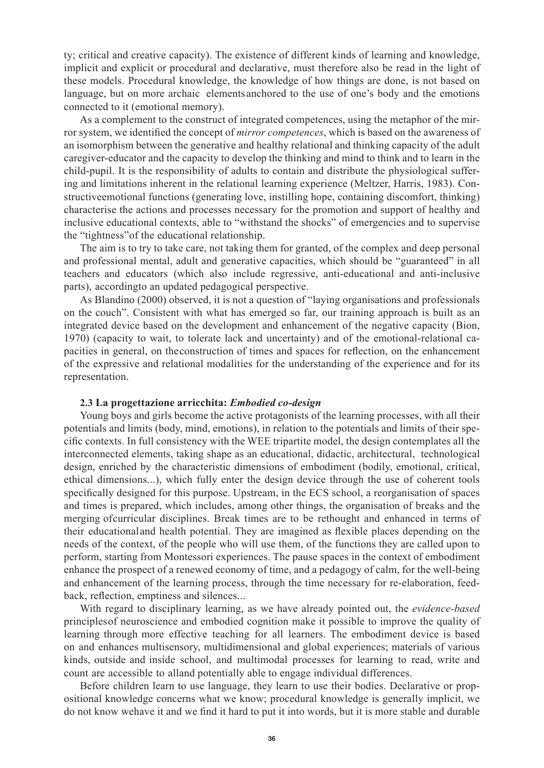ty; critical and creative capacity). The existence of different kinds of learning and knowledge, implicit and explicit or procedural and declarative, must therefore also be read in the light of these models. Procedural knowledge, the knowledge of how things are done, is not based on language, but on more archaic elementsanchored to the use of one's body and the emotions connected to it (emotional memory).

As a complement to the construct of integrated competences, using the metaphor of the mirror system, we identified the concept of *mirror competences*, which is based on the awareness of an isomorphism between the generative and healthy relational and thinking capacity of the adult caregiver-educator and the capacity to develop the thinking and mind to think and to learn in the child-pupil. It is the responsibility of adults to contain and distribute the physiological suffering and limitations inherent in the relational learning experience (Meltzer, Harris, 1983). Constructiveemotional functions (generating love, instilling hope, containing discomfort, thinking) characterise the actions and processes necessary for the promotion and support of healthy and inclusive educational contexts, able to "withstand the shocks" of emergencies and to supervise the "tightness"of the educational relationship.

The aim is to try to take care, not taking them for granted, of the complex and deep personal and professional mental, adult and generative capacities, which should be "guaranteed" in all teachers and educators (which also include regressive, anti-educational and anti-inclusive parts), accordingto an updated pedagogical perspective.

As Blandino (2000) observed, it is not a question of "laying organisations and professionals on the couch". Consistent with what has emerged so far, our training approach is built as an integrated device based on the development and enhancement of the negative capacity (Bion, 1970) (capacity to wait, to tolerate lack and uncertainty) and of the emotional-relational capacities in general, on theconstruction of times and spaces for reflection, on the enhancement of the expressive and relational modalities for the understanding of the experience and for its representation.

### 2.3 La progettazione arricchita: *Embodied co-design*

Young boys and girls become the active protagonists of the learning processes, with all their potentials and limits (body, mind, emotions), in relation to the potentials and limits of their specific contexts. In full consistency with the WEE tripartite model, the design contemplates all the interconnected elements, taking shape as an educational, didactic, architectural, technological design, enriched by the characteristic dimensions of embodiment (bodily, emotional, critical, ethical dimensions...), which fully enter the design device through the use of coherent tools specifically designed for this purpose. Upstream, in the ECS school, a reorganisation of spaces and times is prepared, which includes, among other things, the organisation of breaks and the merging ofcurricular disciplines. Break times are to be rethought and enhanced in terms of their educationaland health potential. They are imagined as flexible places depending on the needs of the context, of the people who will use them, of the functions they are called upon to perform, starting from Montessori experiences. The pause spaces in the context of embodiment enhance the prospect of a renewed economy of time, and a pedagogy of calm, for the well-being and enhancement of the learning process, through the time necessary for re-elaboration, feedback, reflection, emptiness and silences...

With regard to disciplinary learning, as we have already pointed out, the *evidence-based* principlesof neuroscience and embodied cognition make it possible to improve the quality of learning through more effective teaching for all learners. The embodiment device is based on and enhances multisensory, multidimensional and global experiences; materials of various kinds, outside and inside school, and multimodal processes for learning to read, write and count are accessible to alland potentially able to engage individual differences.

Before children learn to use language, they learn to use their bodies. Declarative or propositional knowledge concerns what we know; procedural knowledge is generally implicit, we do not know wehave it and we find it hard to put it into words, but it is more stable and durable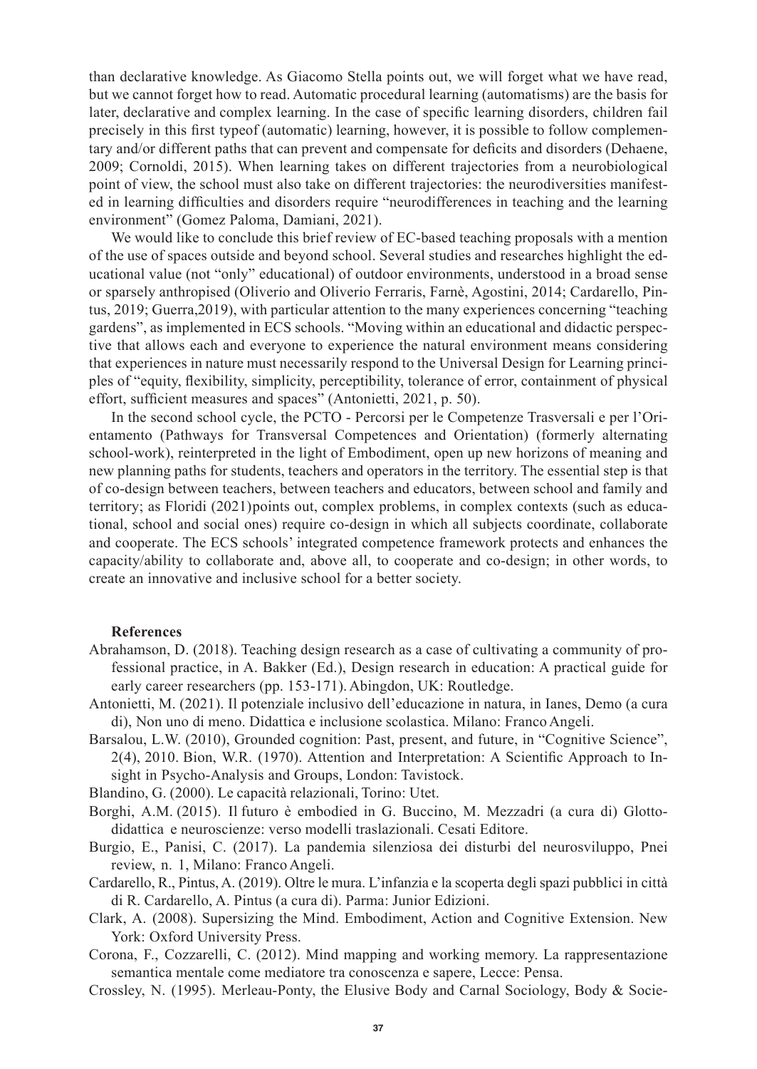than declarative knowledge. As Giacomo Stella points out, we will forget what we have read, but we cannot forget how to read. Automatic procedural learning (automatisms) are the basis for later, declarative and complex learning. In the case of specific learning disorders, children fail precisely in this first typeof (automatic) learning, however, it is possible to follow complementary and/or different paths that can prevent and compensate for deficits and disorders (Dehaene, 2009; Cornoldi, 2015). When learning takes on different trajectories from a neurobiological point of view, the school must also take on different trajectories: the neurodiversities manifested in learning difficulties and disorders require "neurodifferences in teaching and the learning environment" (Gomez Paloma, Damiani, 2021).

We would like to conclude this brief review of EC-based teaching proposals with a mention of the use of spaces outside and beyond school. Several studies and researches highlight the educational value (not "only" educational) of outdoor environments, understood in a broad sense or sparsely anthropised (Oliverio and Oliverio Ferraris, Farnè, Agostini, 2014; Cardarello, Pintus, 2019; Guerra,2019), with particular attention to the many experiences concerning "teaching gardens", as implemented in ECS schools. "Moving within an educational and didactic perspective that allows each and everyone to experience the natural environment means considering that experiences in nature must necessarily respond to the Universal Design for Learning principles of "equity, flexibility, simplicity, perceptibility, tolerance of error, containment of physical effort, sufficient measures and spaces" (Antonietti, 2021, p. 50).

In the second school cycle, the PCTO - Percorsi per le Competenze Trasversali e per l'Orientamento (Pathways for Transversal Competences and Orientation) (formerly alternating school-work), reinterpreted in the light of Embodiment, open up new horizons of meaning and new planning paths for students, teachers and operators in the territory. The essential step is that of co-design between teachers, between teachers and educators, between school and family and territory; as Floridi (2021)points out, complex problems, in complex contexts (such as educational, school and social ones) require co-design in which all subjects coordinate, collaborate and cooperate. The ECS schools' integrated competence framework protects and enhances the capacity/ability to collaborate and, above all, to cooperate and co-design; in other words, to create an innovative and inclusive school for a better society.

**References**

Abrahamson, D. (2018). Teaching design research as a case of cultivating a community of professional practice, in A. Bakker (Ed.), Design research in education: A practical guide for early career researchers (pp. 153-171). Abingdon, UK: Routledge.

Antonietti, M. (2021). Il potenziale inclusivo dell'educazione in natura, in Ianes, Demo (a cura di), Non uno di meno. Didattica e inclusione scolastica. Milano: Franco Angeli.

Barsalou, L.W. (2010), Grounded cognition: Past, present, and future, in "Cognitive Science", 2(4), 2010. Bion, W.R. (1970). Attention and Interpretation: A Scientific Approach to Insight in Psycho-Analysis and Groups, London: Tavistock.

Blandino, G. (2000). Le capacità relazionali, Torino: Utet.

Borghi, A.M. (2015). Il futuro è embodied in G. Buccino, M. Mezzadri (a cura di) Glottodidattica e neuroscienze: verso modelli traslazionali. Cesati Editore.

Burgio, E., Panisi, C. (2017). La pandemia silenziosa dei disturbi del neurosviluppo, Pnei review, n. 1, Milano: Franco Angeli.

Cardarello, R., Pintus, A. (2019). Oltre le mura. L'infanzia e la scoperta degli spazi pubblici in città di R. Cardarello, A. Pintus (a cura di). Parma: Junior Edizioni.

Clark, A. (2008). Supersizing the Mind. Embodiment, Action and Cognitive Extension. New York: Oxford University Press.

Corona, F., Cozzarelli, C. (2012). Mind mapping and working memory. La rappresentazione semantica mentale come mediatore tra conoscenza e sapere, Lecce: Pensa.

Crossley, N. (1995). Merleau-Ponty, the Elusive Body and Carnal Sociology, Body & Socie-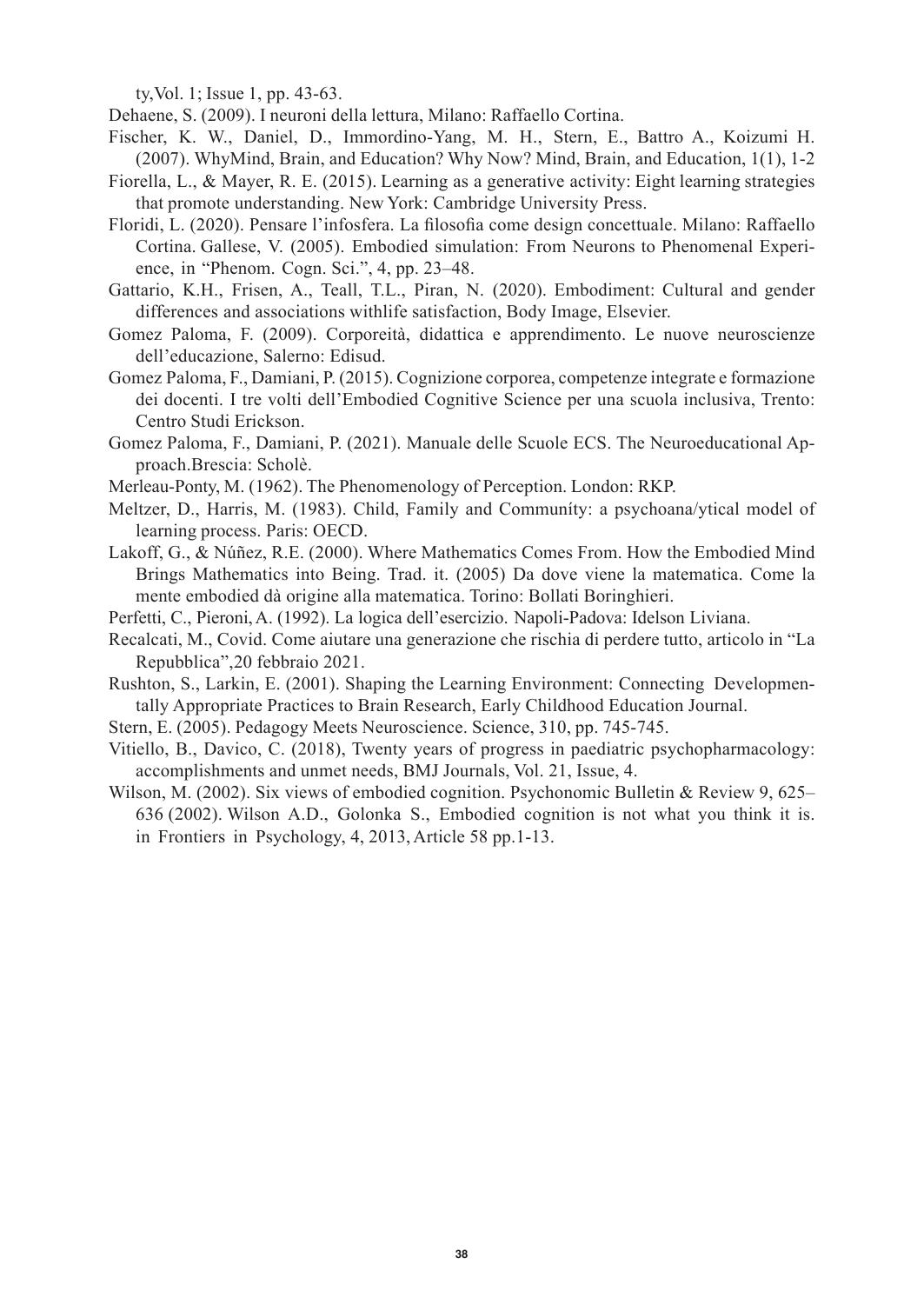ty,Vol. 1; Issue 1, pp. 43-63.

Dehaene, S. (2009). I neuroni della lettura, Milano: Raffaello Cortina.

Fischer, K. W., Daniel, D., Immordino-Yang, M. H., Stern, E., Battro A., Koizumi H. (2007). WhyMind, Brain, and Education? Why Now? Mind, Brain, and Education, 1(1), 1-2

Fiorella, L., & Mayer, R. E. (2015). Learning as a generative activity: Eight learning strategies that promote understanding. New York: Cambridge University Press.

Floridi, L. (2020). Pensare l'infosfera. La filosofia come design concettuale. Milano: Raffaello Cortina. Gallese, V. (2005). Embodied simulation: From Neurons to Phenomenal Experience, in "Phenom. Cogn. Sci.", 4, pp. 23–48.

Gattario, K.H., Frisen, A., Teall, T.L., Piran, N. (2020). Embodiment: Cultural and gender differences and associations withlife satisfaction, Body Image, Elsevier.

Gomez Paloma, F. (2009). Corporeità, didattica e apprendimento. Le nuove neuroscienze dell'educazione, Salerno: Edisud.

Gomez Paloma, F., Damiani, P. (2015). Cognizione corporea, competenze integrate e formazione dei docenti. I tre volti dell'Embodied Cognitive Science per una scuola inclusiva, Trento: Centro Studi Erickson.

Gomez Paloma, F., Damiani, P. (2021). Manuale delle Scuole ECS. The Neuroeducational Approach.Brescia: Scholè.

Merleau-Ponty, M. (1962). The Phenomenology of Perception. London: RKP.

Meltzer, D., Harris, M. (1983). Child, Family and Communíty: a psychoana/ytical model of learning process. Paris: OECD.

Lakoff, G., & Núñez, R.E. (2000). Where Mathematics Comes From. How the Embodied Mind Brings Mathematics into Being. Trad. it. (2005) Da dove viene la matematica. Come la mente embodied dà origine alla matematica. Torino: Bollati Boringhieri.

Perfetti, C., Pieroni, A. (1992). La logica dell'esercizio. Napoli-Padova: Idelson Liviana.

Recalcati, M., Covid. Come aiutare una generazione che rischia di perdere tutto, articolo in "La Repubblica",20 febbraio 2021.

Rushton, S., Larkin, E. (2001). Shaping the Learning Environment: Connecting Developmentally Appropriate Practices to Brain Research, Early Childhood Education Journal.

Stern, E. (2005). Pedagogy Meets Neuroscience. Science, 310, pp. 745-745.

Vitiello, B., Davico, C. (2018), Twenty years of progress in paediatric psychopharmacology: accomplishments and unmet needs, BMJ Journals, Vol. 21, Issue, 4.

Wilson, M. (2002). Six views of embodied cognition. Psychonomic Bulletin & Review 9, 625–636 (2002). Wilson A.D., Golonka S., Embodied cognition is not what you think it is. in Frontiers in Psychology, 4, 2013, Article 58 pp.1-13.